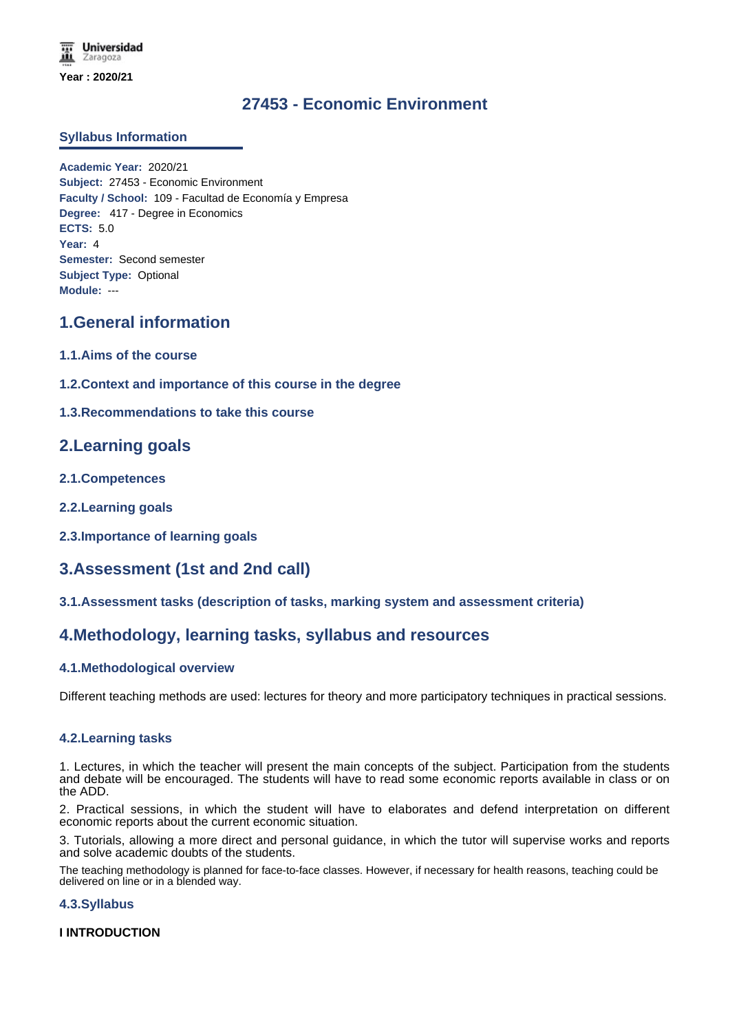Year : 2020/21

# 27453 - Economic Environment

## Syllabus Information

**Academic Year:** 2020/21
**Subject:** 27453 - Economic Environment
**Faculty / School:** 109 - Facultad de Economía y Empresa
**Degree:** 417 - Degree in Economics
**ECTS:** 5.0
**Year:** 4
**Semester:** Second semester
**Subject Type:** Optional
**Module:** ---

## 1.General information

### 1.1.Aims of the course

### 1.2.Context and importance of this course in the degree

### 1.3.Recommendations to take this course

## 2.Learning goals

### 2.1.Competences

### 2.2.Learning goals

### 2.3.Importance of learning goals

## 3.Assessment (1st and 2nd call)

### 3.1.Assessment tasks (description of tasks, marking system and assessment criteria)

## 4.Methodology, learning tasks, syllabus and resources

### 4.1.Methodological overview

Different teaching methods are used: lectures for theory and more participatory techniques in practical sessions.

### 4.2.Learning tasks

1. Lectures, in which the teacher will present the main concepts of the subject. Participation from the students and debate will be encouraged. The students will have to read some economic reports available in class or on the ADD.

2. Practical sessions, in which the student will have to elaborates and defend interpretation on different economic reports about the current economic situation.

3. Tutorials, allowing a more direct and personal guidance, in which the tutor will supervise works and reports and solve academic doubts of the students.

The teaching methodology is planned for face-to-face classes. However, if necessary for health reasons, teaching could be delivered on line or in a blended way.

### 4.3.Syllabus

**I INTRODUCTION**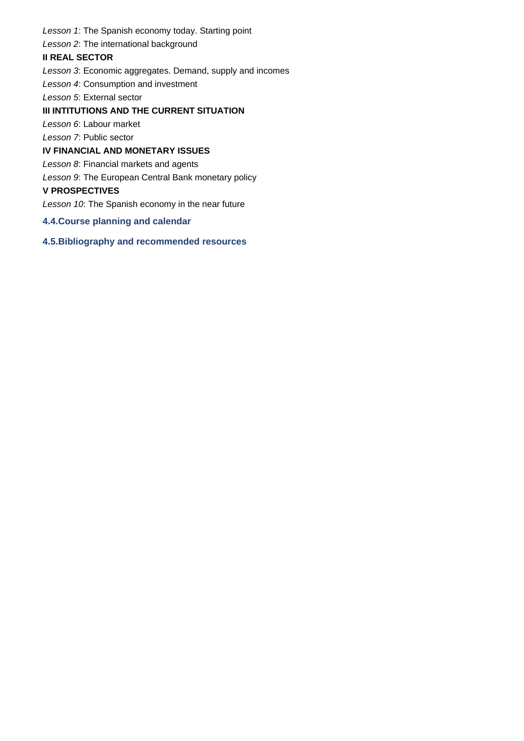*Lesson 1*: The Spanish economy today. Starting point

*Lesson 2*: The international background

**II REAL SECTOR**

*Lesson 3*: Economic aggregates. Demand, supply and incomes

*Lesson 4*: Consumption and investment

*Lesson 5*: External sector

**III INTITUTIONS AND THE CURRENT SITUATION**

*Lesson 6*: Labour market

*Lesson 7*: Public sector

**IV FINANCIAL AND MONETARY ISSUES**

*Lesson 8*: Financial markets and agents

*Lesson 9*: The European Central Bank monetary policy

**V PROSPECTIVES**

*Lesson 10*: The Spanish economy in the near future

### 4.4.Course planning and calendar

### 4.5.Bibliography and recommended resources